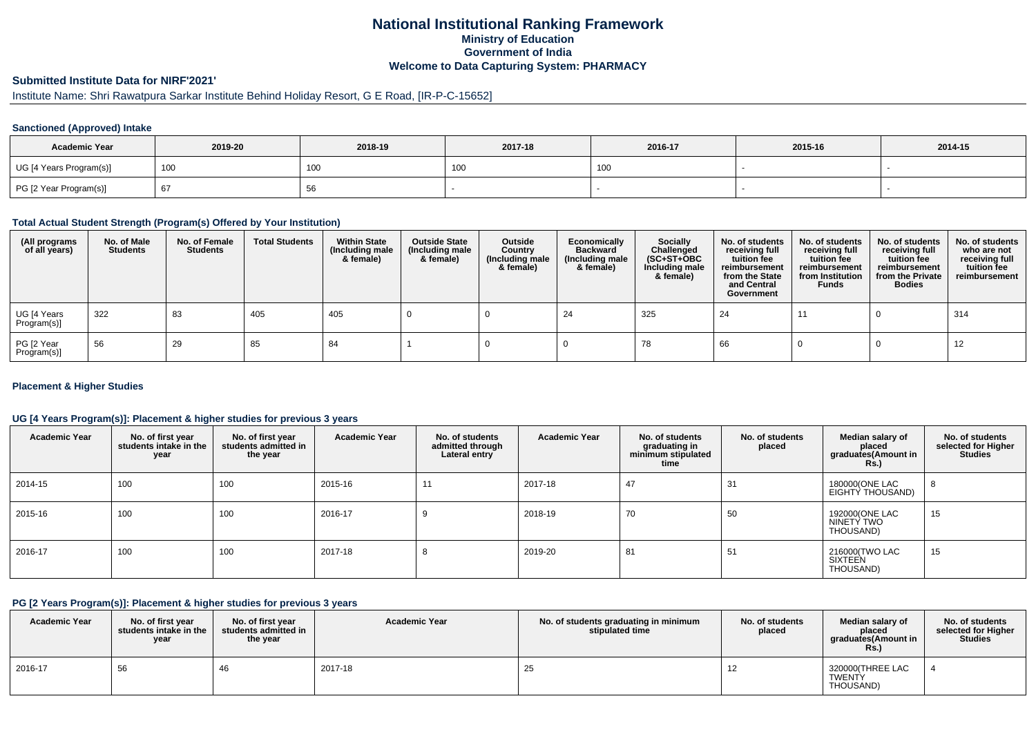# National Institutional Ranking Framework
## Ministry of Education
## Government of India
## Welcome to Data Capturing System: PHARMACY

### Submitted Institute Data for NIRF'2021'

Institute Name: Shri Rawatpura Sarkar Institute Behind Holiday Resort, G E Road, [IR-P-C-15652]

#### Sanctioned (Approved) Intake

| Academic Year | 2019-20 | 2018-19 | 2017-18 | 2016-17 | 2015-16 | 2014-15 |
|---|---|---|---|---|---|---|
| UG [4 Years Program(s)] | 100 | 100 | 100 | 100 | - | - |
| PG [2 Year Program(s)] | 67 | 56 | - | - | - | - |

#### Total Actual Student Strength (Program(s) Offered by Your Institution)

| (All programs of all years) | No. of Male Students | No. of Female Students | Total Students | Within State (Including male & female) | Outside State (Including male & female) | Outside Country (Including male & female) | Economically Backward (Including male & female) | Socially Challenged (SC+ST+OBC Including male & female) | No. of students receiving full tuition fee reimbursement from the State and Central Government | No. of students receiving full tuition fee reimbursement from Institution Funds | No. of students receiving full tuition fee reimbursement from the Private Bodies | No. of students who are not receiving full tuition fee reimbursement |
|---|---|---|---|---|---|---|---|---|---|---|---|---|
| UG [4 Years Program(s)] | 322 | 83 | 405 | 405 | 0 | 0 | 24 | 325 | 24 | 11 | 0 | 314 |
| PG [2 Year Program(s)] | 56 | 29 | 85 | 84 | 1 | 0 | 0 | 78 | 66 | 0 | 0 | 12 |

#### Placement & Higher Studies

#### UG [4 Years Program(s)]: Placement & higher studies for previous 3 years

| Academic Year | No. of first year students intake in the year | No. of first year students admitted in the year | Academic Year | No. of students admitted through Lateral entry | Academic Year | No. of students graduating in minimum stipulated time | No. of students placed | Median salary of placed graduates(Amount in Rs.) | No. of students selected for Higher Studies |
|---|---|---|---|---|---|---|---|---|---|
| 2014-15 | 100 | 100 | 2015-16 | 11 | 2017-18 | 47 | 31 | 180000(ONE LAC EIGHTY THOUSAND) | 8 |
| 2015-16 | 100 | 100 | 2016-17 | 9 | 2018-19 | 70 | 50 | 192000(ONE LAC NINETY TWO THOUSAND) | 15 |
| 2016-17 | 100 | 100 | 2017-18 | 8 | 2019-20 | 81 | 51 | 216000(TWO LAC SIXTEEN THOUSAND) | 15 |

#### PG [2 Years Program(s)]: Placement & higher studies for previous 3 years

| Academic Year | No. of first year students intake in the year | No. of first year students admitted in the year | Academic Year | No. of students graduating in minimum stipulated time | No. of students placed | Median salary of placed graduates(Amount in Rs.) | No. of students selected for Higher Studies |
|---|---|---|---|---|---|---|---|
| 2016-17 | 56 | 46 | 2017-18 | 25 | 12 | 320000(THREE LAC TWENTY THOUSAND) | 4 |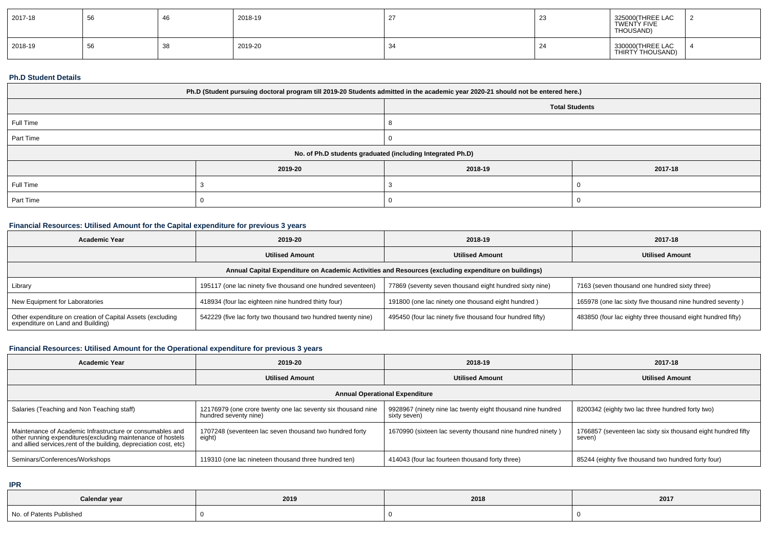| 2017-18 | 56 | 46 | 2018-19 | 27 | 23 | 325000(THREE LAC TWENTY FIVE THOUSAND) | 2 |
|---|---|---|---|---|---|---|---|
| 2018-19 | 56 | 38 | 2019-20 | 34 | 24 | 330000(THREE LAC THIRTY THOUSAND) | 4 |

### Ph.D Student Details

| Ph.D (Student pursuing doctoral program till 2019-20 Students admitted in the academic year 2020-21 should not be entered here.) | | | |
|---|---|---|---|
| | | Total Students | |
| Full Time | | 8 | |
| Part Time | | 0 | |
| No. of Ph.D students graduated (including Integrated Ph.D) | | | |
| | 2019-20 | 2018-19 | 2017-18 |
| Full Time | 3 | 3 | 0 |
| Part Time | 0 | 0 | 0 |

### Financial Resources: Utilised Amount for the Capital expenditure for previous 3 years

| Academic Year | 2019-20 | 2018-19 | 2017-18 |
|---|---|---|---|
| | Utilised Amount | Utilised Amount | Utilised Amount |
| Annual Capital Expenditure on Academic Activities and Resources (excluding expenditure on buildings) | | | |
| Library | 195117 (one lac ninety five thousand one hundred seventeen) | 77869 (seventy seven thousand eight hundred sixty nine) | 7163 (seven thousand one hundred sixty three) |
| New Equipment for Laboratories | 418934 (four lac eighteen nine hundred thirty four) | 191800 (one lac ninety one thousand eight hundred ) | 165978 (one lac sixty five thousand nine hundred seventy ) |
| Other expenditure on creation of Capital Assets (excluding expenditure on Land and Building) | 542229 (five lac forty two thousand two hundred twenty nine) | 495450 (four lac ninety five thousand four hundred fifty) | 483850 (four lac eighty three thousand eight hundred fifty) |

### Financial Resources: Utilised Amount for the Operational expenditure for previous 3 years

| Academic Year | 2019-20 | 2018-19 | 2017-18 |
|---|---|---|---|
| | Utilised Amount | Utilised Amount | Utilised Amount |
| Annual Operational Expenditure | | | |
| Salaries (Teaching and Non Teaching staff) | 12176979 (one crore twenty one lac seventy six thousand nine hundred seventy nine) | 9928967 (ninety nine lac twenty eight thousand nine hundred sixty seven) | 8200342 (eighty two lac three hundred forty two) |
| Maintenance of Academic Infrastructure or consumables and other running expenditures(excluding maintenance of hostels and allied services,rent of the building, depreciation cost, etc) | 1707248 (seventeen lac seven thousand two hundred forty eight) | 1670990 (sixteen lac seventy thousand nine hundred ninety ) | 1766857 (seventeen lac sixty six thousand eight hundred fifty seven) |
| Seminars/Conferences/Workshops | 119310 (one lac nineteen thousand three hundred ten) | 414043 (four lac fourteen thousand forty three) | 85244 (eighty five thousand two hundred forty four) |

### IPR

| Calendar year | 2019 | 2018 | 2017 |
|---|---|---|---|
| No. of Patents Published | 0 | 0 | 0 |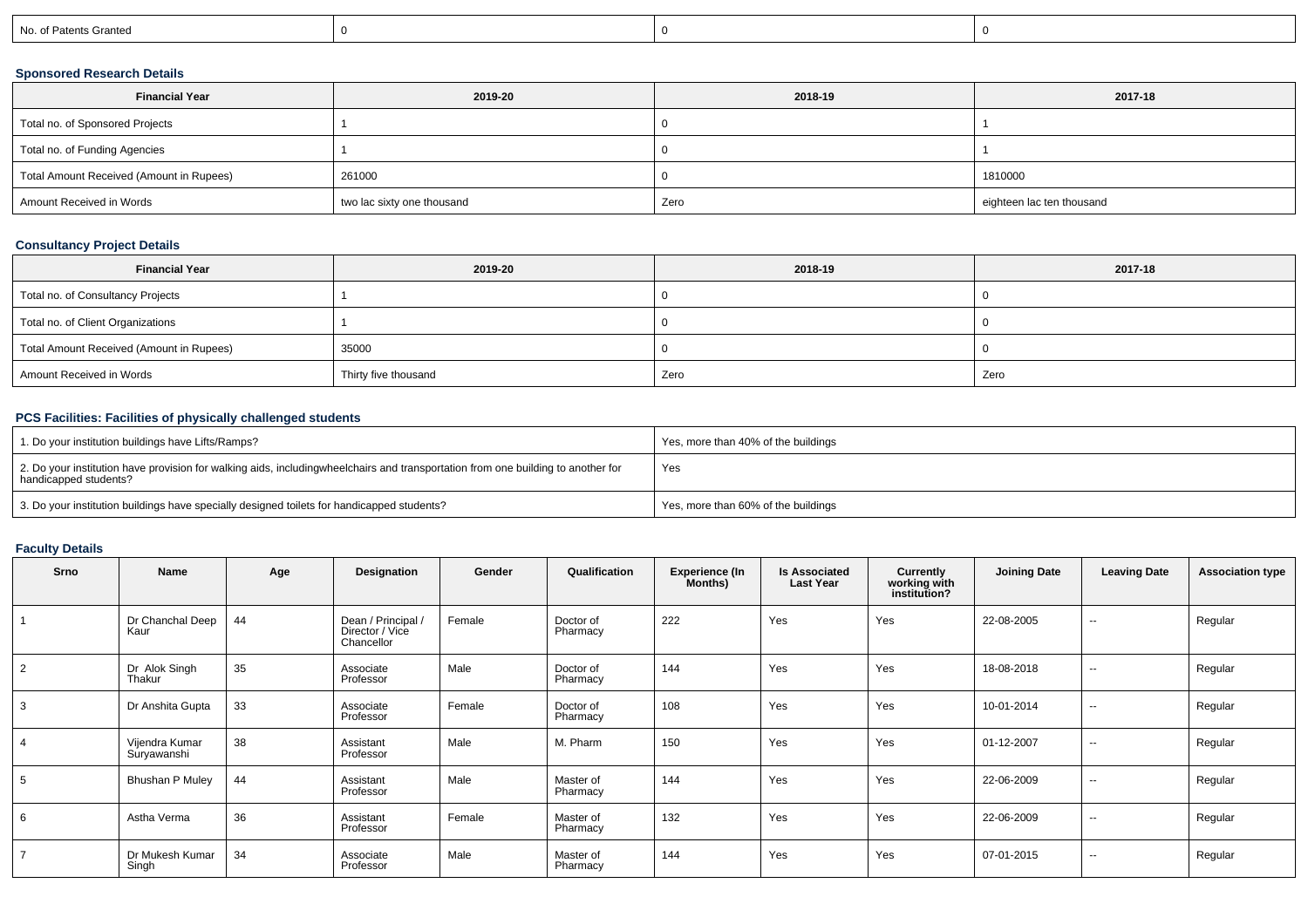| No. of Patents Granted | 0 | 0 | 0 |
|---|---|---|---|

### Sponsored Research Details

| Financial Year | 2019-20 | 2018-19 | 2017-18 |
|---|---|---|---|
| Total no. of Sponsored Projects | 1 | 0 | 1 |
| Total no. of Funding Agencies | 1 | 0 | 1 |
| Total Amount Received (Amount in Rupees) | 261000 | 0 | 1810000 |
| Amount Received in Words | two lac sixty one thousand | Zero | eighteen lac ten thousand |

### Consultancy Project Details

| Financial Year | 2019-20 | 2018-19 | 2017-18 |
|---|---|---|---|
| Total no. of Consultancy Projects | 1 | 0 | 0 |
| Total no. of Client Organizations | 1 | 0 | 0 |
| Total Amount Received (Amount in Rupees) | 35000 | 0 | 0 |
| Amount Received in Words | Thirty five thousand | Zero | Zero |

### PCS Facilities: Facilities of physically challenged students

| | |
|---|---|
| 1. Do your institution buildings have Lifts/Ramps? | Yes, more than 40% of the buildings |
| 2. Do your institution have provision for walking aids, includingwheelchairs and transportation from one building to another for handicapped students? | Yes |
| 3. Do your institution buildings have specially designed toilets for handicapped students? | Yes, more than 60% of the buildings |

### Faculty Details

| Srno | Name | Age | Designation | Gender | Qualification | Experience (In Months) | Is Associated Last Year | Currently working with institution? | Joining Date | Leaving Date | Association type |
|---|---|---|---|---|---|---|---|---|---|---|---|
| 1 | Dr Chanchal Deep Kaur | 44 | Dean / Principal / Director / Vice Chancellor | Female | Doctor of Pharmacy | 222 | Yes | Yes | 22-08-2005 | -- | Regular |
| 2 | Dr Alok Singh Thakur | 35 | Associate Professor | Male | Doctor of Pharmacy | 144 | Yes | Yes | 18-08-2018 | -- | Regular |
| 3 | Dr Anshita Gupta | 33 | Associate Professor | Female | Doctor of Pharmacy | 108 | Yes | Yes | 10-01-2014 | -- | Regular |
| 4 | Vijendra Kumar Suryawanshi | 38 | Assistant Professor | Male | M. Pharm | 150 | Yes | Yes | 01-12-2007 | -- | Regular |
| 5 | Bhushan P Muley | 44 | Assistant Professor | Male | Master of Pharmacy | 144 | Yes | Yes | 22-06-2009 | -- | Regular |
| 6 | Astha Verma | 36 | Assistant Professor | Female | Master of Pharmacy | 132 | Yes | Yes | 22-06-2009 | -- | Regular |
| 7 | Dr Mukesh Kumar Singh | 34 | Associate Professor | Male | Master of Pharmacy | 144 | Yes | Yes | 07-01-2015 | -- | Regular |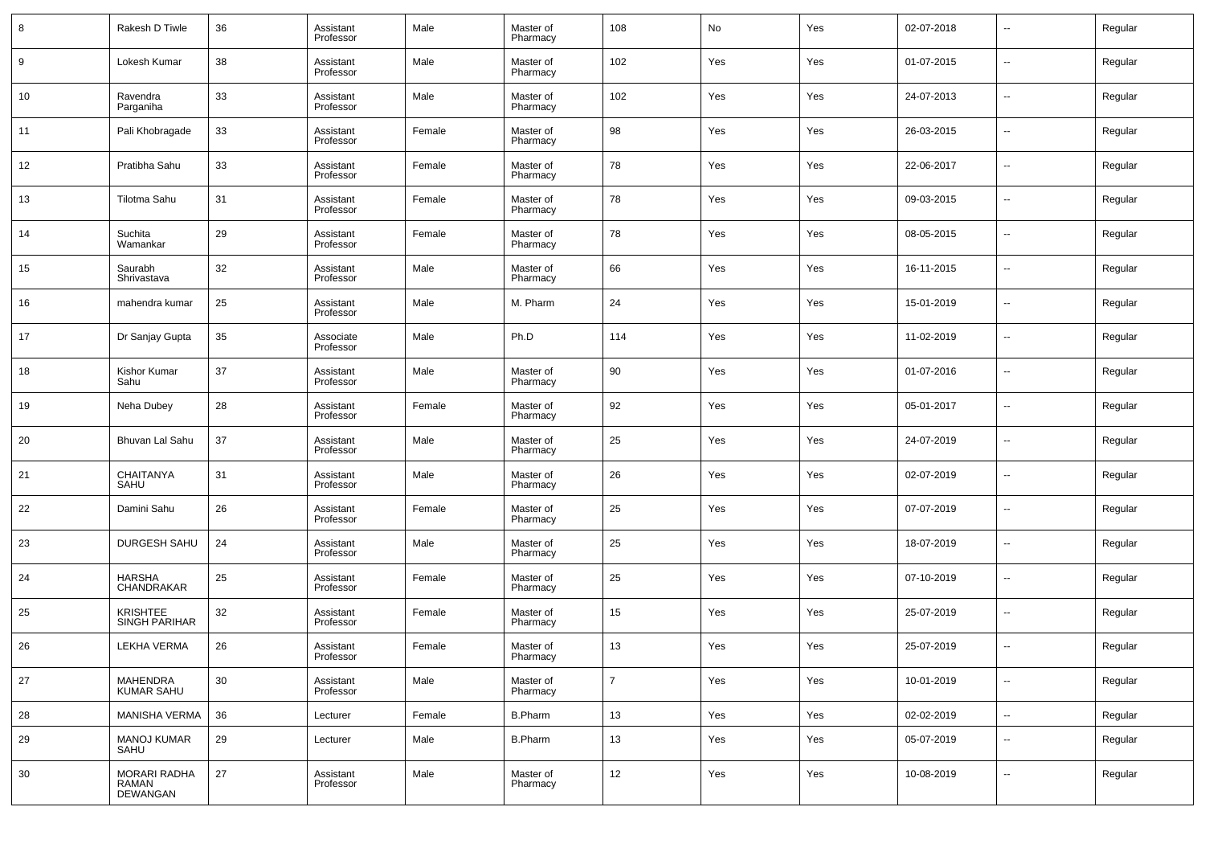| 8 | Rakesh D Tiwle | 36 | Assistant Professor | Male | Master of Pharmacy | 108 | No | Yes | 02-07-2018 | -- | Regular |
|---|---|---|---|---|---|---|---|---|---|---|---|
| 9 | Lokesh Kumar | 38 | Assistant Professor | Male | Master of Pharmacy | 102 | Yes | Yes | 01-07-2015 | -- | Regular |
| 10 | Ravendra Parganiha | 33 | Assistant Professor | Male | Master of Pharmacy | 102 | Yes | Yes | 24-07-2013 | -- | Regular |
| 11 | Pali Khobragade | 33 | Assistant Professor | Female | Master of Pharmacy | 98 | Yes | Yes | 26-03-2015 | -- | Regular |
| 12 | Pratibha Sahu | 33 | Assistant Professor | Female | Master of Pharmacy | 78 | Yes | Yes | 22-06-2017 | -- | Regular |
| 13 | Tilotma Sahu | 31 | Assistant Professor | Female | Master of Pharmacy | 78 | Yes | Yes | 09-03-2015 | -- | Regular |
| 14 | Suchita Wamankar | 29 | Assistant Professor | Female | Master of Pharmacy | 78 | Yes | Yes | 08-05-2015 | -- | Regular |
| 15 | Saurabh Shrivastava | 32 | Assistant Professor | Male | Master of Pharmacy | 66 | Yes | Yes | 16-11-2015 | -- | Regular |
| 16 | mahendra kumar | 25 | Assistant Professor | Male | M. Pharm | 24 | Yes | Yes | 15-01-2019 | -- | Regular |
| 17 | Dr Sanjay Gupta | 35 | Associate Professor | Male | Ph.D | 114 | Yes | Yes | 11-02-2019 | -- | Regular |
| 18 | Kishor Kumar Sahu | 37 | Assistant Professor | Male | Master of Pharmacy | 90 | Yes | Yes | 01-07-2016 | -- | Regular |
| 19 | Neha Dubey | 28 | Assistant Professor | Female | Master of Pharmacy | 92 | Yes | Yes | 05-01-2017 | -- | Regular |
| 20 | Bhuvan Lal Sahu | 37 | Assistant Professor | Male | Master of Pharmacy | 25 | Yes | Yes | 24-07-2019 | -- | Regular |
| 21 | CHAITANYA SAHU | 31 | Assistant Professor | Male | Master of Pharmacy | 26 | Yes | Yes | 02-07-2019 | -- | Regular |
| 22 | Damini Sahu | 26 | Assistant Professor | Female | Master of Pharmacy | 25 | Yes | Yes | 07-07-2019 | -- | Regular |
| 23 | DURGESH SAHU | 24 | Assistant Professor | Male | Master of Pharmacy | 25 | Yes | Yes | 18-07-2019 | -- | Regular |
| 24 | HARSHA CHANDRAKAR | 25 | Assistant Professor | Female | Master of Pharmacy | 25 | Yes | Yes | 07-10-2019 | -- | Regular |
| 25 | KRISHTEE SINGH PARIHAR | 32 | Assistant Professor | Female | Master of Pharmacy | 15 | Yes | Yes | 25-07-2019 | -- | Regular |
| 26 | LEKHA VERMA | 26 | Assistant Professor | Female | Master of Pharmacy | 13 | Yes | Yes | 25-07-2019 | -- | Regular |
| 27 | MAHENDRA KUMAR SAHU | 30 | Assistant Professor | Male | Master of Pharmacy | 7 | Yes | Yes | 10-01-2019 | -- | Regular |
| 28 | MANISHA VERMA | 36 | Lecturer | Female | B.Pharm | 13 | Yes | Yes | 02-02-2019 | -- | Regular |
| 29 | MANOJ KUMAR SAHU | 29 | Lecturer | Male | B.Pharm | 13 | Yes | Yes | 05-07-2019 | -- | Regular |
| 30 | MORARI RADHA RAMAN DEWANGAN | 27 | Assistant Professor | Male | Master of Pharmacy | 12 | Yes | Yes | 10-08-2019 | -- | Regular |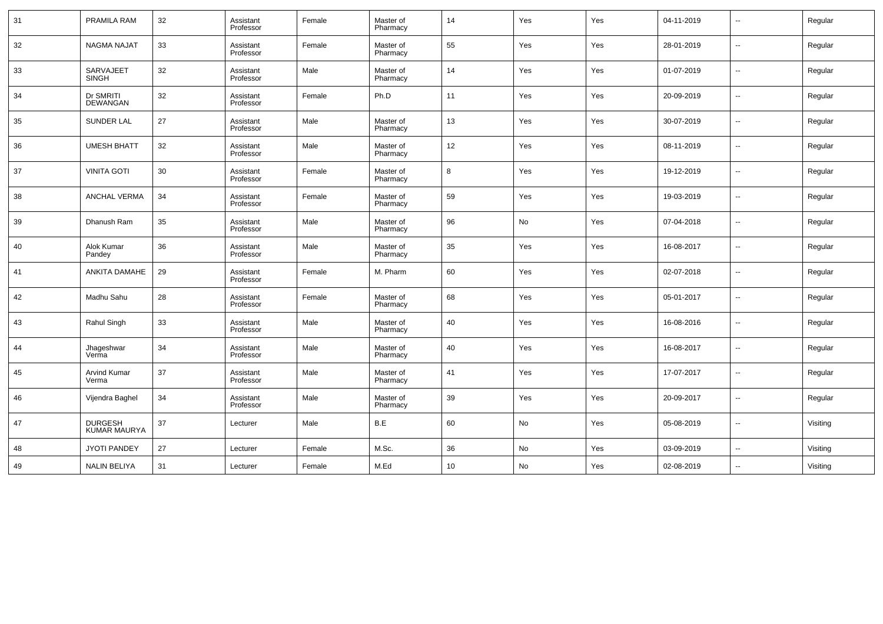| | | | | | | | | | | | |
|---|---|---|---|---|---|---|---|---|---|---|---|
| 31 | PRAMILA RAM | 32 | Assistant Professor | Female | Master of Pharmacy | 14 | Yes | Yes | 04-11-2019 | -- | Regular |
| 32 | NAGMA NAJAT | 33 | Assistant Professor | Female | Master of Pharmacy | 55 | Yes | Yes | 28-01-2019 | -- | Regular |
| 33 | SARVAJEET SINGH | 32 | Assistant Professor | Male | Master of Pharmacy | 14 | Yes | Yes | 01-07-2019 | -- | Regular |
| 34 | Dr SMRITI DEWANGAN | 32 | Assistant Professor | Female | Ph.D | 11 | Yes | Yes | 20-09-2019 | -- | Regular |
| 35 | SUNDER LAL | 27 | Assistant Professor | Male | Master of Pharmacy | 13 | Yes | Yes | 30-07-2019 | -- | Regular |
| 36 | UMESH BHATT | 32 | Assistant Professor | Male | Master of Pharmacy | 12 | Yes | Yes | 08-11-2019 | -- | Regular |
| 37 | VINITA GOTI | 30 | Assistant Professor | Female | Master of Pharmacy | 8 | Yes | Yes | 19-12-2019 | -- | Regular |
| 38 | ANCHAL VERMA | 34 | Assistant Professor | Female | Master of Pharmacy | 59 | Yes | Yes | 19-03-2019 | -- | Regular |
| 39 | Dhanush Ram | 35 | Assistant Professor | Male | Master of Pharmacy | 96 | No | Yes | 07-04-2018 | -- | Regular |
| 40 | Alok Kumar Pandey | 36 | Assistant Professor | Male | Master of Pharmacy | 35 | Yes | Yes | 16-08-2017 | -- | Regular |
| 41 | ANKITA DAMAHE | 29 | Assistant Professor | Female | M. Pharm | 60 | Yes | Yes | 02-07-2018 | -- | Regular |
| 42 | Madhu Sahu | 28 | Assistant Professor | Female | Master of Pharmacy | 68 | Yes | Yes | 05-01-2017 | -- | Regular |
| 43 | Rahul Singh | 33 | Assistant Professor | Male | Master of Pharmacy | 40 | Yes | Yes | 16-08-2016 | -- | Regular |
| 44 | Jhageshwar Verma | 34 | Assistant Professor | Male | Master of Pharmacy | 40 | Yes | Yes | 16-08-2017 | -- | Regular |
| 45 | Arvind Kumar Verma | 37 | Assistant Professor | Male | Master of Pharmacy | 41 | Yes | Yes | 17-07-2017 | -- | Regular |
| 46 | Vijendra Baghel | 34 | Assistant Professor | Male | Master of Pharmacy | 39 | Yes | Yes | 20-09-2017 | -- | Regular |
| 47 | DURGESH KUMAR MAURYA | 37 | Lecturer | Male | B.E | 60 | No | Yes | 05-08-2019 | -- | Visiting |
| 48 | JYOTI PANDEY | 27 | Lecturer | Female | M.Sc. | 36 | No | Yes | 03-09-2019 | -- | Visiting |
| 49 | NALIN BELIYA | 31 | Lecturer | Female | M.Ed | 10 | No | Yes | 02-08-2019 | -- | Visiting |